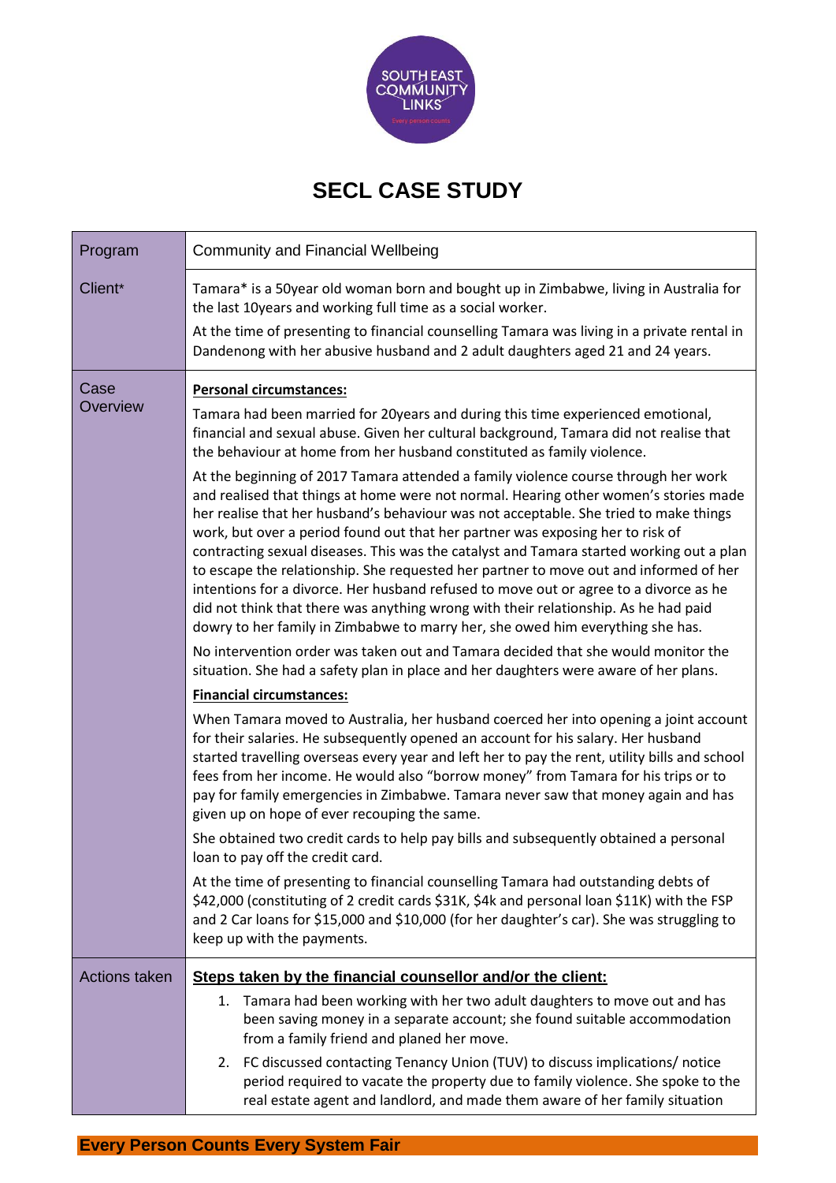# SECL CASE STUDY

| | |
|---|---|
| Program | Community and Financial Wellbeing |
| Client* | Tamara* is a 50year old woman born and bought up in Zimbabwe, living in Australia for the last 10years and working full time as a social worker.<br><br>At the time of presenting to financial counselling Tamara was living in a private rental in Dandenong with her abusive husband and 2 adult daughters aged 21 and 24 years. |
| Case Overview | **Personal circumstances:**<br><br>Tamara had been married for 20years and during this time experienced emotional, financial and sexual abuse. Given her cultural background, Tamara did not realise that the behaviour at home from her husband constituted as family violence.<br><br>At the beginning of 2017 Tamara attended a family violence course through her work and realised that things at home were not normal. Hearing other women's stories made her realise that her husband's behaviour was not acceptable. She tried to make things work, but over a period found out that her partner was exposing her to risk of contracting sexual diseases. This was the catalyst and Tamara started working out a plan to escape the relationship. She requested her partner to move out and informed of her intentions for a divorce. Her husband refused to move out or agree to a divorce as he did not think that there was anything wrong with their relationship. As he had paid dowry to her family in Zimbabwe to marry her, she owed him everything she has.<br><br>No intervention order was taken out and Tamara decided that she would monitor the situation. She had a safety plan in place and her daughters were aware of her plans.<br><br>**Financial circumstances:**<br><br>When Tamara moved to Australia, her husband coerced her into opening a joint account for their salaries. He subsequently opened an account for his salary. Her husband started travelling overseas every year and left her to pay the rent, utility bills and school fees from her income. He would also "borrow money" from Tamara for his trips or to pay for family emergencies in Zimbabwe. Tamara never saw that money again and has given up on hope of ever recouping the same.<br><br>She obtained two credit cards to help pay bills and subsequently obtained a personal loan to pay off the credit card.<br><br>At the time of presenting to financial counselling Tamara had outstanding debts of $42,000 (constituting of 2 credit cards $31K, $4k and personal loan $11K) with the FSP and 2 Car loans for $15,000 and $10,000 (for her daughter's car). She was struggling to keep up with the payments. |
| Actions taken | **Steps taken by the financial counsellor and/or the client:**<br><br>1. Tamara had been working with her two adult daughters to move out and has been saving money in a separate account; she found suitable accommodation from a family friend and planed her move.<br>2. FC discussed contacting Tenancy Union (TUV) to discuss implications/ notice period required to vacate the property due to family violence. She spoke to the real estate agent and landlord, and made them aware of her family situation |

**Every Person Counts Every System Fair**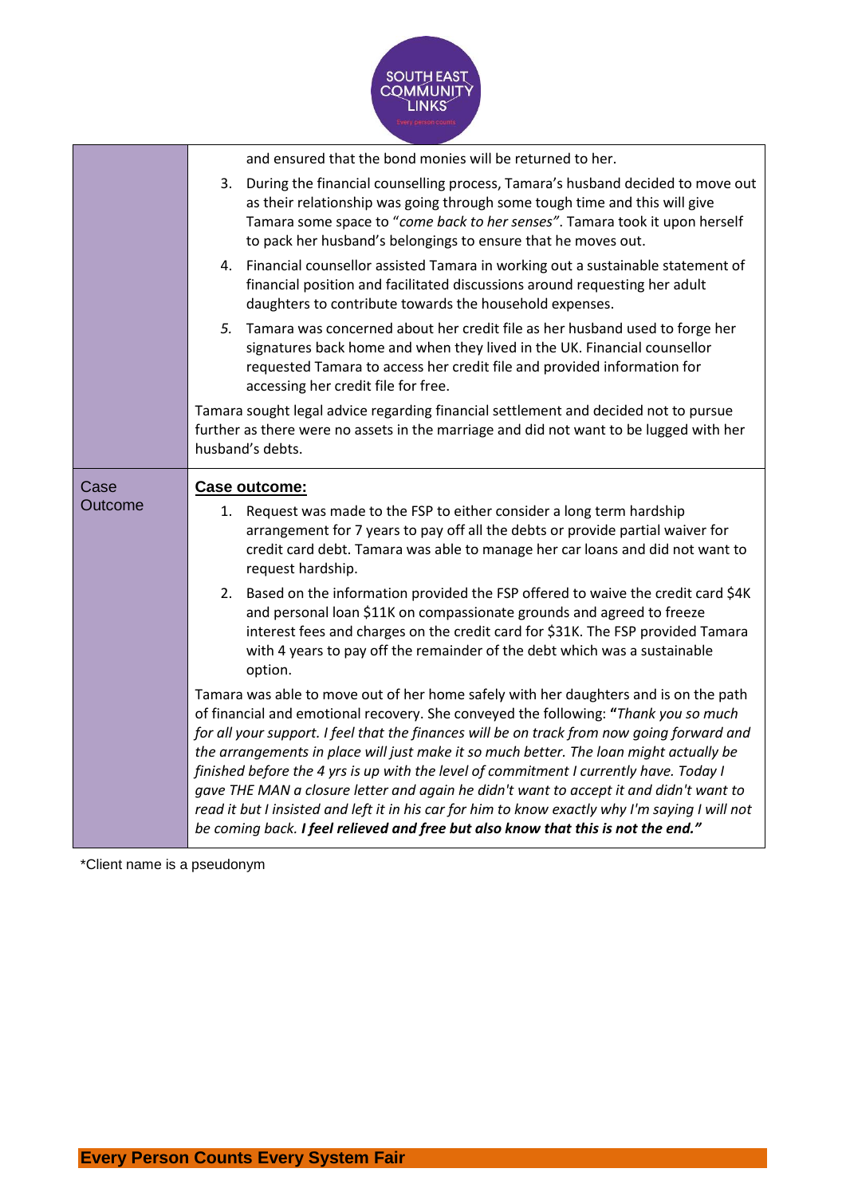| | |
|---|---|
| | and ensured that the bond monies will be returned to her.<br>3. During the financial counselling process, Tamara's husband decided to move out as their relationship was going through some tough time and this will give Tamara some space to "*come back to her senses*". Tamara took it upon herself to pack her husband's belongings to ensure that he moves out.<br>4. Financial counsellor assisted Tamara in working out a sustainable statement of financial position and facilitated discussions around requesting her adult daughters to contribute towards the household expenses.<br>5. Tamara was concerned about her credit file as her husband used to forge her signatures back home and when they lived in the UK. Financial counsellor requested Tamara to access her credit file and provided information for accessing her credit file for free.<br><br>Tamara sought legal advice regarding financial settlement and decided not to pursue further as there were no assets in the marriage and did not want to be lugged with her husband's debts. |
| Case Outcome | **Case outcome:**<br>1. Request was made to the FSP to either consider a long term hardship arrangement for 7 years to pay off all the debts or provide partial waiver for credit card debt. Tamara was able to manage her car loans and did not want to request hardship.<br>2. Based on the information provided the FSP offered to waive the credit card $4K and personal loan $11K on compassionate grounds and agreed to freeze interest fees and charges on the credit card for $31K. The FSP provided Tamara with 4 years to pay off the remainder of the debt which was a sustainable option.<br><br>Tamara was able to move out of her home safely with her daughters and is on the path of financial and emotional recovery. She conveyed the following: **"***Thank you so much for all your support. I feel that the finances will be on track from now going forward and the arrangements in place will just make it so much better. The loan might actually be finished before the 4 yrs is up with the level of commitment I currently have. Today I gave THE MAN a closure letter and again he didn't want to accept it and didn't want to read it but I insisted and left it in his car for him to know exactly why I'm saying I will not be coming back.* ***I feel relieved and free but also know that this is not the end."*** |

*Client name is a pseudonym